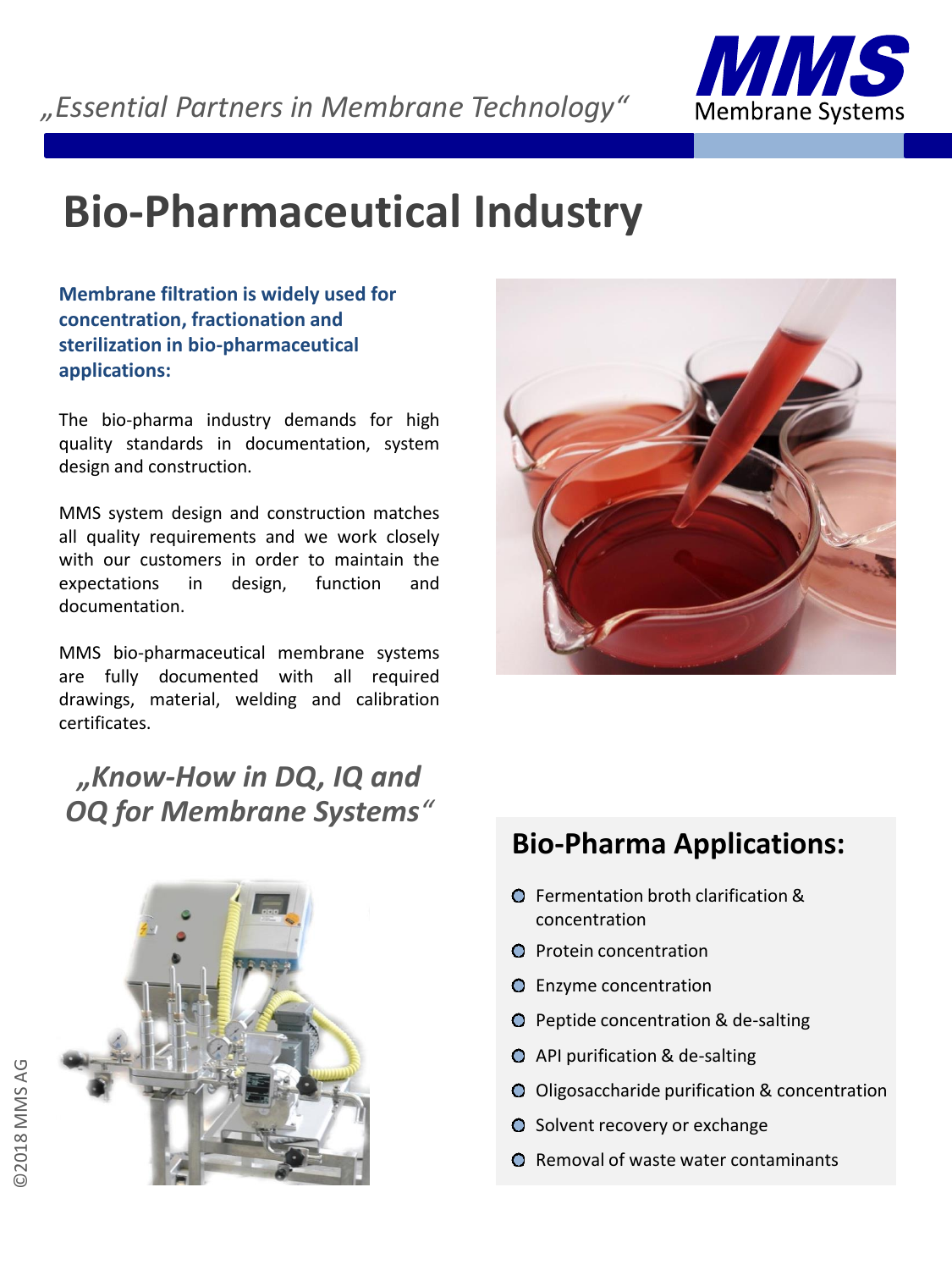*„Essential Partners in Membrane Technology"*

MMS Membrane Systems

# Bio-Pharmaceutical Industry

**Membrane filtration is widely used for concentration, fractionation and sterilization in bio-pharmaceutical applications:**

The bio-pharma industry demands for high quality standards in documentation, system design and construction.

MMS system design and construction matches all quality requirements and we work closely with our customers in order to maintain the expectations in design, function and documentation.

MMS bio-pharmaceutical membrane systems are fully documented with all required drawings, material, welding and calibration certificates.

***„Know-How in DQ, IQ and OQ for Membrane Systems"***

## Bio-Pharma Applications:

- Fermentation broth clarification & concentration
- Protein concentration
- Enzyme concentration
- Peptide concentration & de-salting
- API purification & de-salting
- Oligosaccharide purification & concentration
- Solvent recovery or exchange
- Removal of waste water contaminants

©2018 MMS AG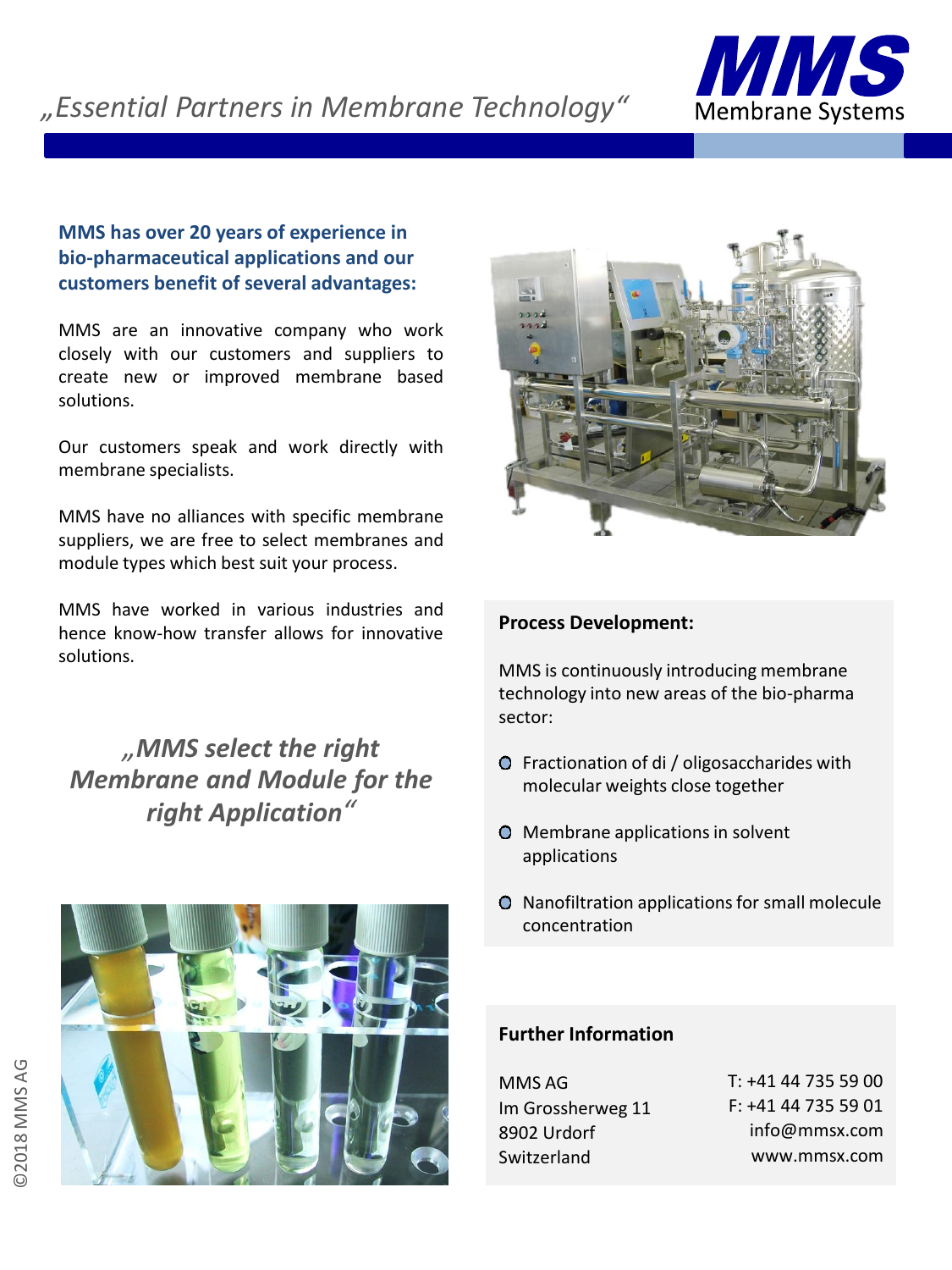*„Essential Partners in Membrane Technology"*

**MMS** Membrane Systems

**MMS has over 20 years of experience in bio-pharmaceutical applications and our customers benefit of several advantages:**

MMS are an innovative company who work closely with our customers and suppliers to create new or improved membrane based solutions.

Our customers speak and work directly with membrane specialists.

MMS have no alliances with specific membrane suppliers, we are free to select membranes and module types which best suit your process.

MMS have worked in various industries and hence know-how transfer allows for innovative solutions.

***„MMS select the right Membrane and Module for the right Application"***

**Process Development:**

MMS is continuously introducing membrane technology into new areas of the bio-pharma sector:

- Fractionation of di / oligosaccharides with molecular weights close together
- Membrane applications in solvent applications
- Nanofiltration applications for small molecule concentration

**Further Information**

MMS AG
Im Grossherweg 11
8902 Urdorf
Switzerland

T: +41 44 735 59 00
F: +41 44 735 59 01
info@mmsx.com
www.mmsx.com

©2018 MMS AG